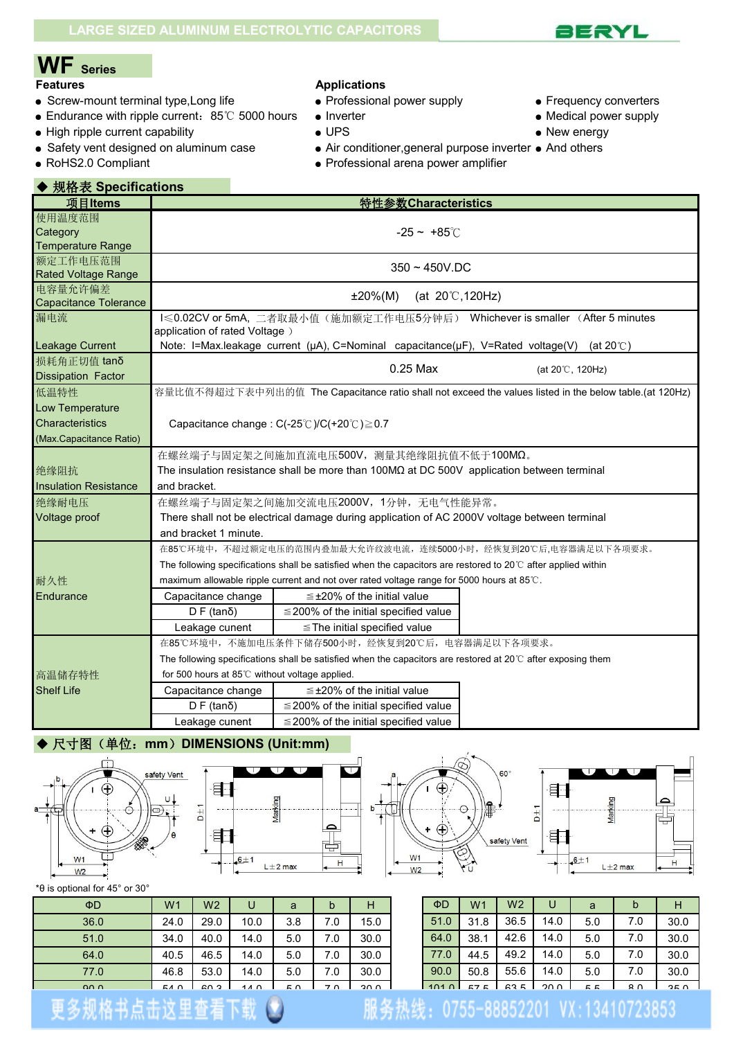LARGE SIZED ALUMINUM ELECTROLYTIC CAPACITORS

BERYL

# WF Series

**Features**

- Screw-mount terminal type,Long life
- Endurance with ripple current：85℃ 5000 hours
- High ripple current capability
- Safety vent designed on aluminum case
- RoHS2.0 Compliant

**Applications**

- Professional power supply
- Inverter
- UPS
- Air conditioner,general purpose inverter
- Professional arena power amplifier
- Frequency converters
- Medical power supply
- New energy
- And others

## ◆ 规格表 Specifications

| 项目Items | 特性参数Characteristics | |
|---|---|---|
| 使用温度范围 Category Temperature Range | -25 ~ +85℃ | |
| 额定工作电压范围 Rated Voltage Range | 350 ~ 450V.DC | |
| 电容量允许偏差 Capacitance Tolerance | ±20%(M)　(at 20℃,120Hz) | |
| 漏电流 Leakage Current | I≤0.02CV or 5mA, 二者取最小值（施加额定工作电压5分钟后） Whichever is smaller （After 5 minutes application of rated Voltage ）<br>Note: I=Max.leakage current (μA), C=Nominal capacitance(μF), V=Rated voltage(V) (at 20℃) | |
| 损耗角正切值 tanδ Dissipation Factor | 0.25 Max　(at 20℃, 120Hz) | |
| 低温特性 Low Temperature Characteristics (Max.Capacitance Ratio) | 容量比值不得超过下表中列出的值 The Capacitance ratio shall not exceed the values listed in the below table.(at 120Hz)<br>Capacitance change : C(-25℃)/C(+20℃)≧0.7 | |
| 绝缘阻抗 Insulation Resistance | 在螺丝端子与固定架之间施加直流电压500V，测量其绝缘阻抗值不低于100MΩ。<br>The insulation resistance shall be more than 100MΩ at DC 500V application between terminal and bracket. | |
| 绝缘耐压 Voltage proof | 在螺丝端子与固定架之间施加交流电压2000V，1分钟，无电气性能异常。<br>There shall not be electrical damage during application of AC 2000V voltage between terminal and bracket 1 minute. | |
| 耐久性 Endurance | 在85℃环境中，不超过额定电压的范围内叠加最大允许纹波电流，连续5000小时，经恢复到20℃后,电容器满足以下各项要求。<br>The following specifications shall be satisfied when the capacitors are restored to 20℃ after applied within maximum allowable ripple current and not over rated voltage range for 5000 hours at 85℃. | |
| | Capacitance change | ≦±20% of the initial value |
| | D F (tanδ) | ≦200% of the initial specified value |
| | Leakage cunent | ≦The initial specified value |
| 高温储存特性 Shelf Life | 在85℃环境中，不施加电压条件下储存500小时，经恢复到20℃后，电容器满足以下各项要求。<br>The following specifications shall be satisfied when the capacitors are restored at 20℃ after exposing them for 500 hours at 85℃ without voltage applied. | |
| | Capacitance change | ≦±20% of the initial value |
| | D F (tanδ) | ≦200% of the initial specified value |
| | Leakage cunent | ≦200% of the initial specified value |

## ◆ 尺寸图（单位：mm）DIMENSIONS (Unit:mm)

*θ is optional for 45° or 30°

| ΦD | W1 | W2 | U | a | b | H |
|---|---|---|---|---|---|---|
| 36.0 | 24.0 | 29.0 | 10.0 | 3.8 | 7.0 | 15.0 |
| 51.0 | 34.0 | 40.0 | 14.0 | 5.0 | 7.0 | 30.0 |
| 64.0 | 40.5 | 46.5 | 14.0 | 5.0 | 7.0 | 30.0 |
| 77.0 | 46.8 | 53.0 | 14.0 | 5.0 | 7.0 | 30.0 |
| 90.0 | 54.0 | 60.3 | 14.0 | 5.0 | 7.0 | 30.0 |

| ΦD | W1 | W2 | U | a | b | H |
|---|---|---|---|---|---|---|
| 51.0 | 31.8 | 36.5 | 14.0 | 5.0 | 7.0 | 30.0 |
| 64.0 | 38.1 | 42.6 | 14.0 | 5.0 | 7.0 | 30.0 |
| 77.0 | 44.5 | 49.2 | 14.0 | 5.0 | 7.0 | 30.0 |
| 90.0 | 50.8 | 55.6 | 14.0 | 5.0 | 7.0 | 30.0 |
| 101.0 | 57.5 | 63.5 | 20.0 | 5.5 | 8.0 | 35.0 |

更多规格书点击这里查看下载　服务热线：0755-88852201 VX:13410723853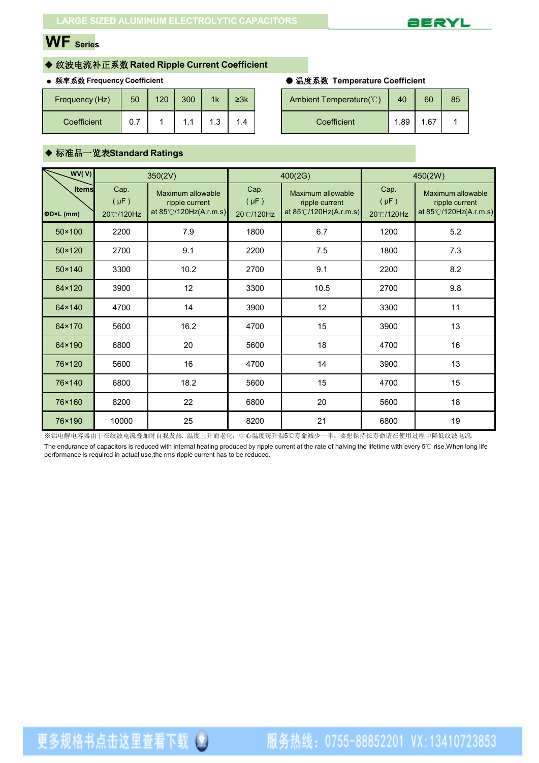# WF Series

## ◆ 纹波电流补正系数 Rated Ripple Current Coefficient

● 频率系数 Frequency Coefficient

| Frequency (Hz) | 50 | 120 | 300 | 1k | ≥3k |
|---|---|---|---|---|---|
| Coefficient | 0.7 | 1 | 1.1 | 1.3 | 1.4 |

● 温度系数 Temperature Coefficient

| Ambient Temperature(℃) | 40 | 60 | 85 |
|---|---|---|---|
| Coefficient | 1.89 | 1.67 | 1 |

## ◆ 标准品一览表Standard Ratings

| WV(V) / Items / ΦD×L (mm) | 350(2V) | | 400(2G) | | 450(2W) | |
|---|---|---|---|---|---|---|
| | Cap. (μF) 20℃/120Hz | Maximum allowable ripple current at 85℃/120Hz(A.r.m.s) | Cap. (μF) 20℃/120Hz | Maximum allowable ripple current at 85℃/120Hz(A.r.m.s) | Cap. (μF) 20℃/120Hz | Maximum allowable ripple current at 85℃/120Hz(A.r.m.s) |
| 50×100 | 2200 | 7.9 | 1800 | 6.7 | 1200 | 5.2 |
| 50×120 | 2700 | 9.1 | 2200 | 7.5 | 1800 | 7.3 |
| 50×140 | 3300 | 10.2 | 2700 | 9.1 | 2200 | 8.2 |
| 64×120 | 3900 | 12 | 3300 | 10.5 | 2700 | 9.8 |
| 64×140 | 4700 | 14 | 3900 | 12 | 3300 | 11 |
| 64×170 | 5600 | 16.2 | 4700 | 15 | 3900 | 13 |
| 64×190 | 6800 | 20 | 5600 | 18 | 4700 | 16 |
| 76×120 | 5600 | 16 | 4700 | 14 | 3900 | 13 |
| 76×140 | 6800 | 18.2 | 5600 | 15 | 4700 | 15 |
| 76×160 | 8200 | 22 | 6800 | 20 | 5600 | 18 |
| 76×190 | 10000 | 25 | 8200 | 21 | 6800 | 19 |

※铝电解电容器由于在纹波电流叠加时自我发热、温度上升而老化，中心温度每升温5℃寿命减少一半。要想保持长寿命请在使用过程中降低纹波电流。

The endurance of capacitors is reduced with internal heating produced by ripple current at the rate of halving the lifetime with every 5℃ rise.When long life performance is required in actual use,the rms ripple current has to be reduced.

更多规格书点击这里查看下载　　服务热线：0755-88852201 VX:13410723853